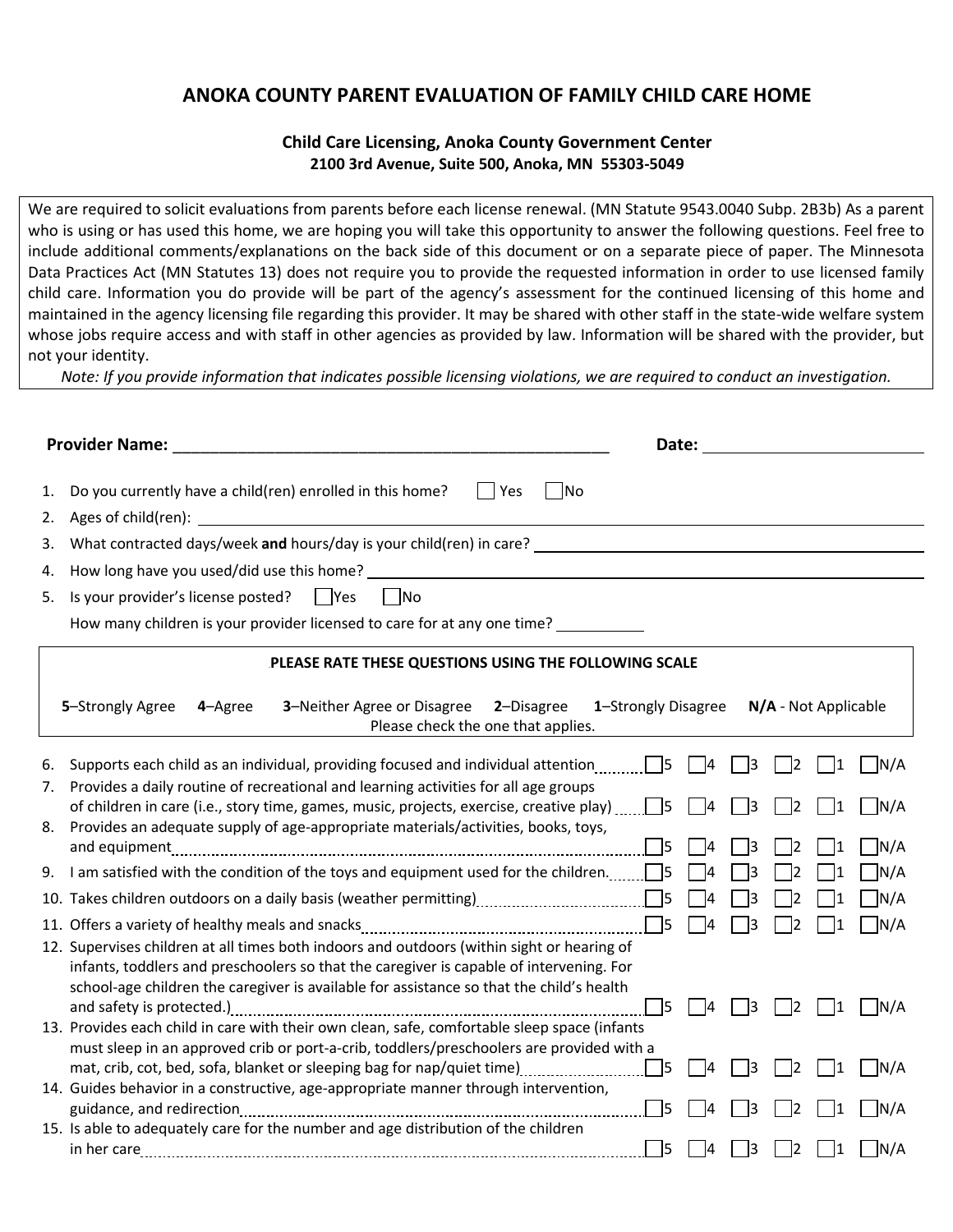# ANOKA COUNTY PARENT EVALUATION OF FAMILY CHILD CARE HOME

**Child Care Licensing, Anoka County Government Center**
**2100 3rd Avenue, Suite 500, Anoka, MN 55303-5049**

We are required to solicit evaluations from parents before each license renewal. (MN Statute 9543.0040 Subp. 2B3b) As a parent who is using or has used this home, we are hoping you will take this opportunity to answer the following questions. Feel free to include additional comments/explanations on the back side of this document or on a separate piece of paper. The Minnesota Data Practices Act (MN Statutes 13) does not require you to provide the requested information in order to use licensed family child care. Information you do provide will be part of the agency's assessment for the continued licensing of this home and maintained in the agency licensing file regarding this provider. It may be shared with other staff in the state-wide welfare system whose jobs require access and with staff in other agencies as provided by law. Information will be shared with the provider, but not your identity.

*Note: If you provide information that indicates possible licensing violations, we are required to conduct an investigation.*

**Provider Name:** ___________________________________________________ **Date:** ________________________

1. Do you currently have a child(ren) enrolled in this home? ☐ Yes ☐ No
2. Ages of child(ren): ____________________________________________
3. What contracted days/week **and** hours/day is your child(ren) in care? ____________________________________________
4. How long have you used/did use this home? ____________________________________________
5. Is your provider's license posted? ☐ Yes ☐ No

   How many children is your provider licensed to care for at any one time? __________

**PLEASE RATE THESE QUESTIONS USING THE FOLLOWING SCALE**

**5**–Strongly Agree **4**–Agree **3**–Neither Agree or Disagree **2**–Disagree **1**–Strongly Disagree **N/A** - Not Applicable

Please check the one that applies.

| | | | | | | |
|---|---|---|---|---|---|---|
| 6. Supports each child as an individual, providing focused and individual attention | ☐5 | ☐4 | ☐3 | ☐2 | ☐1 | ☐N/A |
| 7. Provides a daily routine of recreational and learning activities for all age groups of children in care (i.e., story time, games, music, projects, exercise, creative play) | ☐5 | ☐4 | ☐3 | ☐2 | ☐1 | ☐N/A |
| 8. Provides an adequate supply of age-appropriate materials/activities, books, toys, and equipment | ☐5 | ☐4 | ☐3 | ☐2 | ☐1 | ☐N/A |
| 9. I am satisfied with the condition of the toys and equipment used for the children. | ☐5 | ☐4 | ☐3 | ☐2 | ☐1 | ☐N/A |
| 10. Takes children outdoors on a daily basis (weather permitting) | ☐5 | ☐4 | ☐3 | ☐2 | ☐1 | ☐N/A |
| 11. Offers a variety of healthy meals and snacks | ☐5 | ☐4 | ☐3 | ☐2 | ☐1 | ☐N/A |
| 12. Supervises children at all times both indoors and outdoors (within sight or hearing of infants, toddlers and preschoolers so that the caregiver is capable of intervening. For school-age children the caregiver is available for assistance so that the child's health and safety is protected.) | ☐5 | ☐4 | ☐3 | ☐2 | ☐1 | ☐N/A |
| 13. Provides each child in care with their own clean, safe, comfortable sleep space (infants must sleep in an approved crib or port-a-crib, toddlers/preschoolers are provided with a mat, crib, cot, bed, sofa, blanket or sleeping bag for nap/quiet time) | ☐5 | ☐4 | ☐3 | ☐2 | ☐1 | ☐N/A |
| 14. Guides behavior in a constructive, age-appropriate manner through intervention, guidance, and redirection | ☐5 | ☐4 | ☐3 | ☐2 | ☐1 | ☐N/A |
| 15. Is able to adequately care for the number and age distribution of the children in her care | ☐5 | ☐4 | ☐3 | ☐2 | ☐1 | ☐N/A |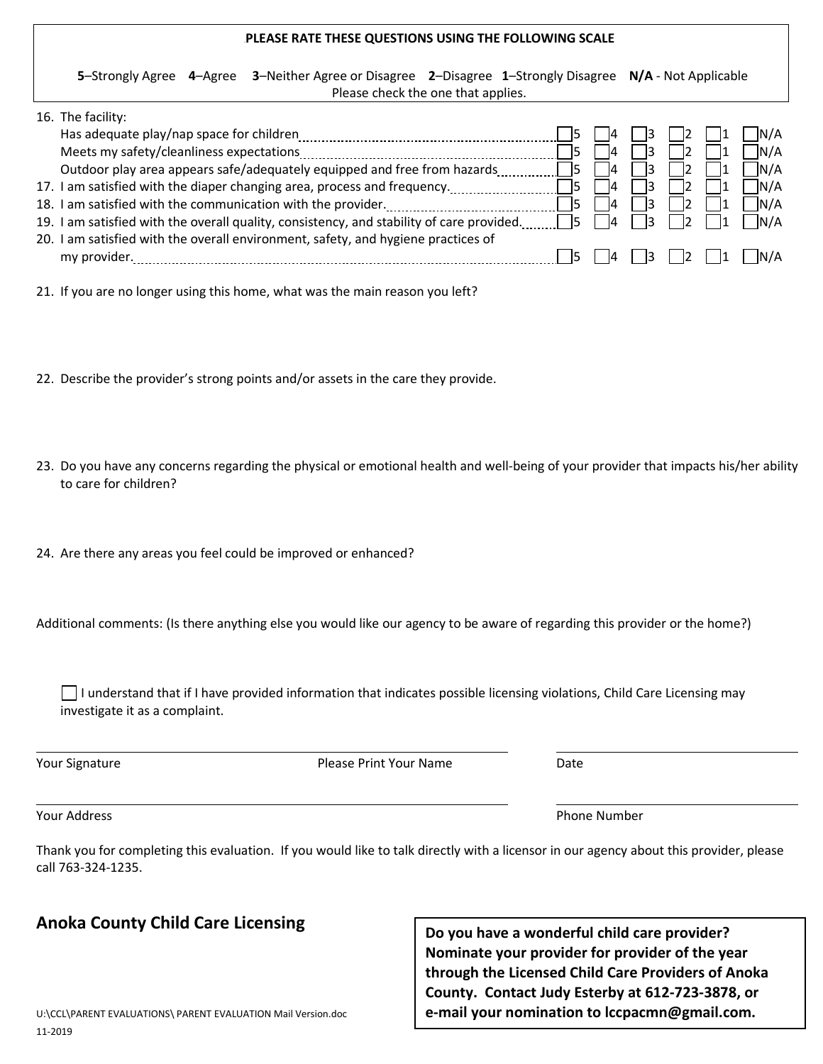**PLEASE RATE THESE QUESTIONS USING THE FOLLOWING SCALE**

**5**–Strongly Agree **4**–Agree **3**–Neither Agree or Disagree **2**–Disagree **1**–Strongly Disagree **N/A** - Not Applicable
Please check the one that applies.

| | | | | | | |
|---|---|---|---|---|---|---|
| 16. The facility: | | | | | | |
| Has adequate play/nap space for children | ☐5 | ☐4 | ☐3 | ☐2 | ☐1 | ☐N/A |
| Meets my safety/cleanliness expectations | ☐5 | ☐4 | ☐3 | ☐2 | ☐1 | ☐N/A |
| Outdoor play area appears safe/adequately equipped and free from hazards | ☐5 | ☐4 | ☐3 | ☐2 | ☐1 | ☐N/A |
| 17. I am satisfied with the diaper changing area, process and frequency. | ☐5 | ☐4 | ☐3 | ☐2 | ☐1 | ☐N/A |
| 18. I am satisfied with the communication with the provider. | ☐5 | ☐4 | ☐3 | ☐2 | ☐1 | ☐N/A |
| 19. I am satisfied with the overall quality, consistency, and stability of care provided. | ☐5 | ☐4 | ☐3 | ☐2 | ☐1 | ☐N/A |
| 20. I am satisfied with the overall environment, safety, and hygiene practices of my provider. | ☐5 | ☐4 | ☐3 | ☐2 | ☐1 | ☐N/A |

21. If you are no longer using this home, what was the main reason you left?

22. Describe the provider's strong points and/or assets in the care they provide.

23. Do you have any concerns regarding the physical or emotional health and well-being of your provider that impacts his/her ability to care for children?

24. Are there any areas you feel could be improved or enhanced?

Additional comments: (Is there anything else you would like our agency to be aware of regarding this provider or the home?)

☐ I understand that if I have provided information that indicates possible licensing violations, Child Care Licensing may investigate it as a complaint.

Your Signature ____________ Please Print Your Name ____________ Date ____________

Your Address ____________ Phone Number ____________

Thank you for completing this evaluation. If you would like to talk directly with a licensor in our agency about this provider, please call 763-324-1235.

## Anoka County Child Care Licensing

**Do you have a wonderful child care provider? Nominate your provider for provider of the year through the Licensed Child Care Providers of Anoka County. Contact Judy Esterby at 612-723-3878, or e-mail your nomination to lccpacmn@gmail.com.**

U:\CCL\PARENT EVALUATIONS\ PARENT EVALUATION Mail Version.doc
11-2019